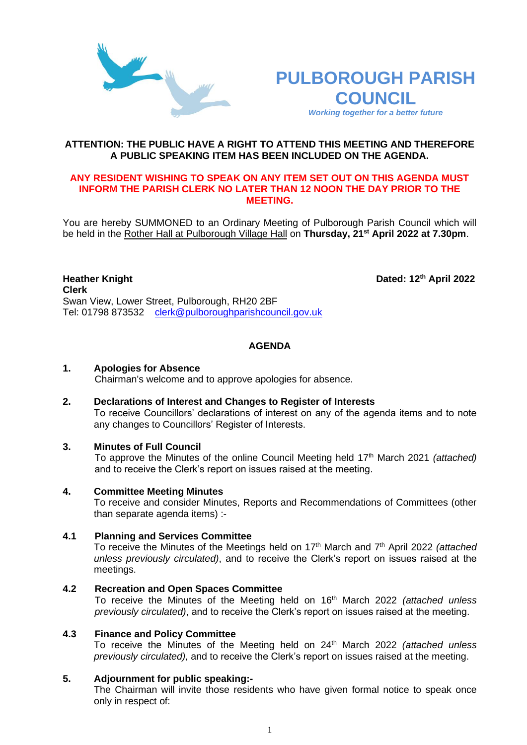# PULBOROUGH PARISH COUNCIL

*Working together for a better future*

**ATTENTION: THE PUBLIC HAVE A RIGHT TO ATTEND THIS MEETING AND THEREFORE A PUBLIC SPEAKING ITEM HAS BEEN INCLUDED ON THE AGENDA.**

**ANY RESIDENT WISHING TO SPEAK ON ANY ITEM SET OUT ON THIS AGENDA MUST INFORM THE PARISH CLERK NO LATER THAN 12 NOON THE DAY PRIOR TO THE MEETING.**

You are hereby SUMMONED to an Ordinary Meeting of Pulborough Parish Council which will be held in the Rother Hall at Pulborough Village Hall on **Thursday, 21st April 2022 at 7.30pm**.

**Heather Knight**
**Clerk**
Swan View, Lower Street, Pulborough, RH20 2BF
Tel: 01798 873532 clerk@pulboroughparishcouncil.gov.uk

**Dated: 12th April 2022**

## AGENDA

**1. Apologies for Absence**
Chairman's welcome and to approve apologies for absence.

**2. Declarations of Interest and Changes to Register of Interests**
To receive Councillors' declarations of interest on any of the agenda items and to note any changes to Councillors' Register of Interests.

**3. Minutes of Full Council**
To approve the Minutes of the online Council Meeting held 17th March 2021 *(attached)* and to receive the Clerk's report on issues raised at the meeting.

**4. Committee Meeting Minutes**
To receive and consider Minutes, Reports and Recommendations of Committees (other than separate agenda items) :-

**4.1 Planning and Services Committee**
To receive the Minutes of the Meetings held on 17th March and 7th April 2022 *(attached unless previously circulated)*, and to receive the Clerk's report on issues raised at the meetings.

**4.2 Recreation and Open Spaces Committee**
To receive the Minutes of the Meeting held on 16th March 2022 *(attached unless previously circulated)*, and to receive the Clerk's report on issues raised at the meeting.

**4.3 Finance and Policy Committee**
To receive the Minutes of the Meeting held on 24th March 2022 *(attached unless previously circulated),* and to receive the Clerk's report on issues raised at the meeting.

**5. Adjournment for public speaking:-**
The Chairman will invite those residents who have given formal notice to speak once only in respect of: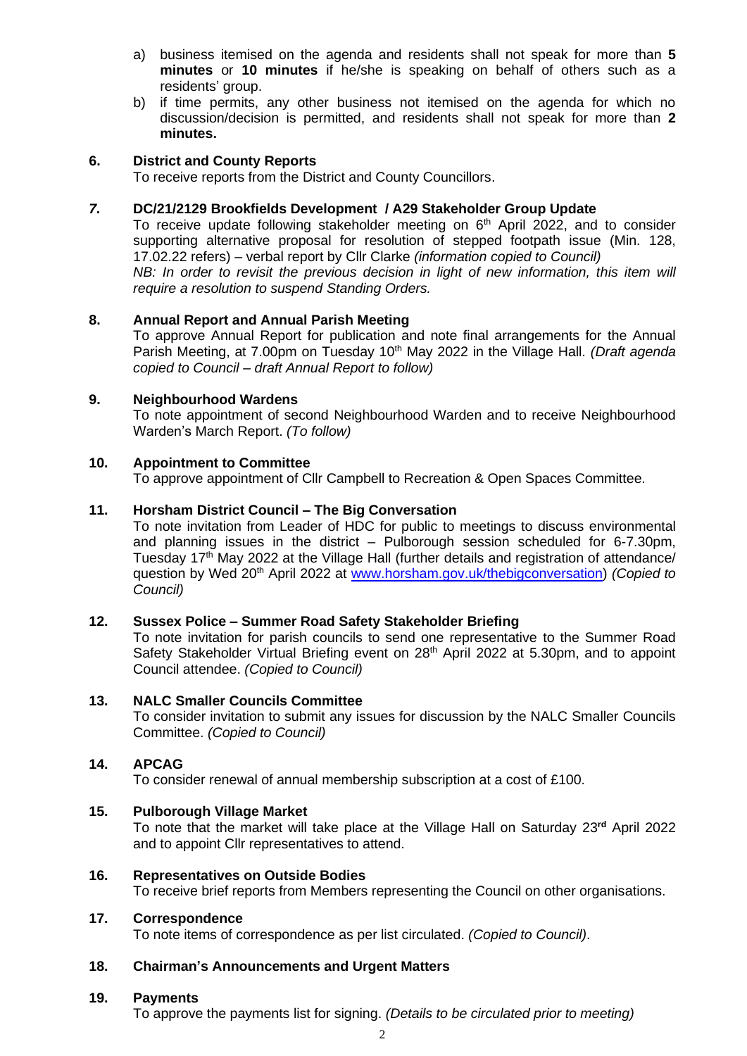a) business itemised on the agenda and residents shall not speak for more than **5 minutes** or **10 minutes** if he/she is speaking on behalf of others such as a residents' group.

b) if time permits, any other business not itemised on the agenda for which no discussion/decision is permitted, and residents shall not speak for more than **2 minutes.**

**6. District and County Reports**

To receive reports from the District and County Councillors.

***7.* DC/21/2129 Brookfields Development / A29 Stakeholder Group Update**

To receive update following stakeholder meeting on 6th April 2022, and to consider supporting alternative proposal for resolution of stepped footpath issue (Min. 128, 17.02.22 refers) – verbal report by Cllr Clarke *(information copied to Council)*

*NB: In order to revisit the previous decision in light of new information, this item will require a resolution to suspend Standing Orders.*

**8. Annual Report and Annual Parish Meeting**

To approve Annual Report for publication and note final arrangements for the Annual Parish Meeting, at 7.00pm on Tuesday 10th May 2022 in the Village Hall. *(Draft agenda copied to Council – draft Annual Report to follow)*

**9. Neighbourhood Wardens**

To note appointment of second Neighbourhood Warden and to receive Neighbourhood Warden's March Report. *(To follow)*

**10. Appointment to Committee**

To approve appointment of Cllr Campbell to Recreation & Open Spaces Committee.

**11. Horsham District Council – The Big Conversation**

To note invitation from Leader of HDC for public to meetings to discuss environmental and planning issues in the district – Pulborough session scheduled for 6-7.30pm, Tuesday 17th May 2022 at the Village Hall (further details and registration of attendance/ question by Wed 20th April 2022 at www.horsham.gov.uk/thebigconversation) *(Copied to Council)*

**12. Sussex Police – Summer Road Safety Stakeholder Briefing**

To note invitation for parish councils to send one representative to the Summer Road Safety Stakeholder Virtual Briefing event on 28th April 2022 at 5.30pm, and to appoint Council attendee. *(Copied to Council)*

**13. NALC Smaller Councils Committee**

To consider invitation to submit any issues for discussion by the NALC Smaller Councils Committee. *(Copied to Council)*

**14. APCAG**

To consider renewal of annual membership subscription at a cost of £100.

**15. Pulborough Village Market**

To note that the market will take place at the Village Hall on Saturday 23rd April 2022 and to appoint Cllr representatives to attend.

**16. Representatives on Outside Bodies**

To receive brief reports from Members representing the Council on other organisations.

**17. Correspondence**

To note items of correspondence as per list circulated. *(Copied to Council)*.

**18. Chairman's Announcements and Urgent Matters**

**19. Payments**

To approve the payments list for signing. *(Details to be circulated prior to meeting)*